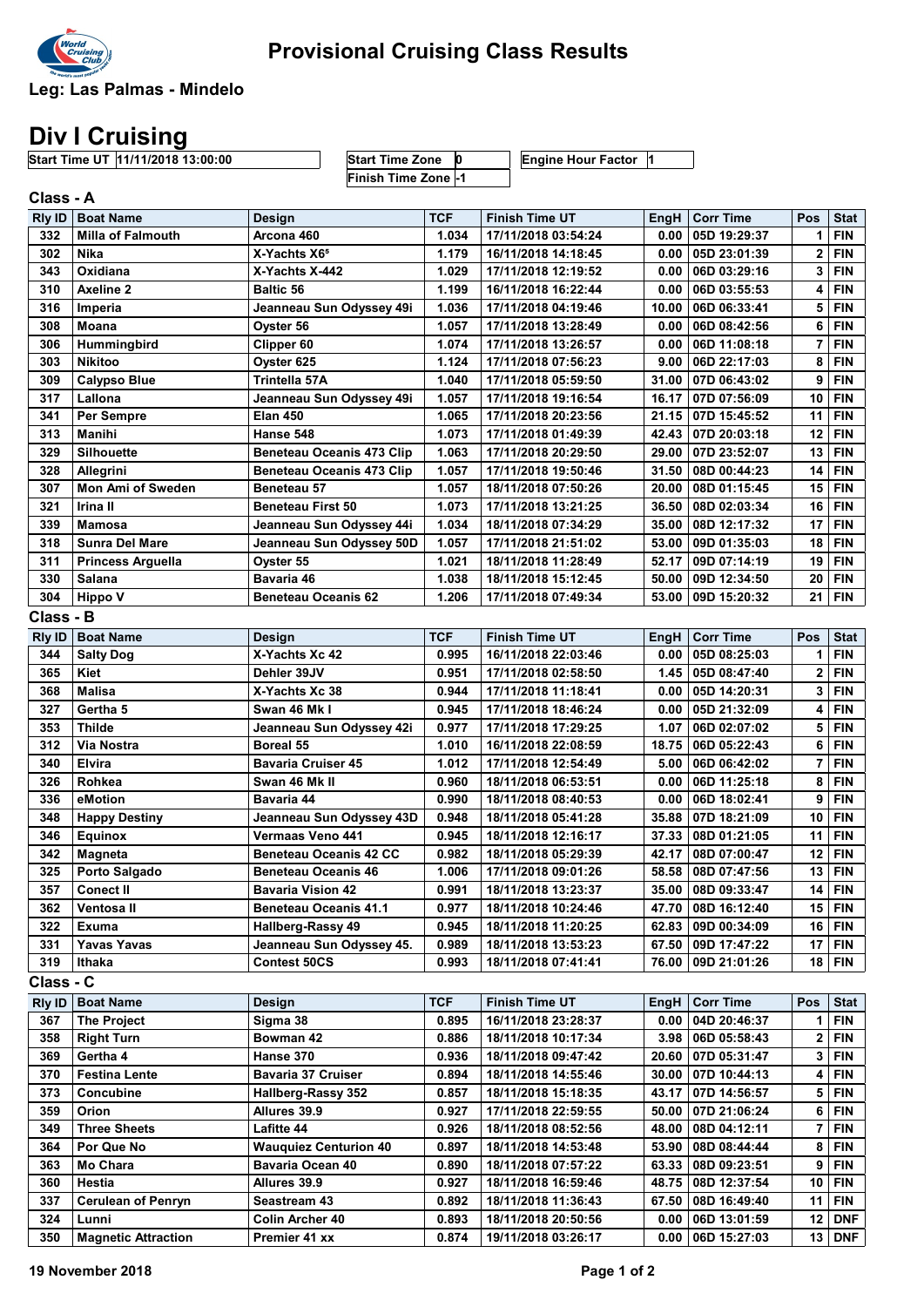# Provisional Cruising Class Results

**Leg: Las Palmas - Mindelo**

# Div I Cruising

| Start Time UT | 11/11/2018 13:00:00 | Start Time Zone | 0 | Engine Hour Factor | 1 |
|---|---|---|---|---|---|
| | | Finish Time Zone | -1 | | |

## Class - A

| Rly ID | Boat Name | Design | TCF | Finish Time UT | EngH | Corr Time | Pos | Stat |
|---|---|---|---|---|---|---|---|---|
| 332 | Milla of Falmouth | Arcona 460 | 1.034 | 17/11/2018 03:54:24 | 0.00 | 05D 19:29:37 | 1 | FIN |
| 302 | Nika | X-Yachts X6⁵ | 1.179 | 16/11/2018 14:18:45 | 0.00 | 05D 23:01:39 | 2 | FIN |
| 343 | Oxidiana | X-Yachts X-442 | 1.029 | 17/11/2018 12:19:52 | 0.00 | 06D 03:29:16 | 3 | FIN |
| 310 | Axeline 2 | Baltic 56 | 1.199 | 16/11/2018 16:22:44 | 0.00 | 06D 03:55:53 | 4 | FIN |
| 316 | Imperia | Jeanneau Sun Odyssey 49i | 1.036 | 17/11/2018 04:19:46 | 10.00 | 06D 06:33:41 | 5 | FIN |
| 308 | Moana | Oyster 56 | 1.057 | 17/11/2018 13:28:49 | 0.00 | 06D 08:42:56 | 6 | FIN |
| 306 | Hummingbird | Clipper 60 | 1.074 | 17/11/2018 13:26:57 | 0.00 | 06D 11:08:18 | 7 | FIN |
| 303 | Nikitoo | Oyster 625 | 1.124 | 17/11/2018 07:56:23 | 9.00 | 06D 22:17:03 | 8 | FIN |
| 309 | Calypso Blue | Trintella 57A | 1.040 | 17/11/2018 05:59:50 | 31.00 | 07D 06:43:02 | 9 | FIN |
| 317 | Lallona | Jeanneau Sun Odyssey 49i | 1.057 | 17/11/2018 19:16:54 | 16.17 | 07D 07:56:09 | 10 | FIN |
| 341 | Per Sempre | Elan 450 | 1.065 | 17/11/2018 20:23:56 | 21.15 | 07D 15:45:52 | 11 | FIN |
| 313 | Manihi | Hanse 548 | 1.073 | 17/11/2018 01:49:39 | 42.43 | 07D 20:03:18 | 12 | FIN |
| 329 | Silhouette | Beneteau Oceanis 473 Clip | 1.063 | 17/11/2018 20:29:50 | 29.00 | 07D 23:52:07 | 13 | FIN |
| 328 | Allegrini | Beneteau Oceanis 473 Clip | 1.057 | 17/11/2018 19:50:46 | 31.50 | 08D 00:44:23 | 14 | FIN |
| 307 | Mon Ami of Sweden | Beneteau 57 | 1.057 | 18/11/2018 07:50:26 | 20.00 | 08D 01:15:45 | 15 | FIN |
| 321 | Irina II | Beneteau First 50 | 1.073 | 17/11/2018 13:21:25 | 36.50 | 08D 02:03:34 | 16 | FIN |
| 339 | Mamosa | Jeanneau Sun Odyssey 44i | 1.034 | 18/11/2018 07:34:29 | 35.00 | 08D 12:17:32 | 17 | FIN |
| 318 | Sunra Del Mare | Jeanneau Sun Odyssey 50D | 1.057 | 17/11/2018 21:51:02 | 53.00 | 09D 01:35:03 | 18 | FIN |
| 311 | Princess Arguella | Oyster 55 | 1.021 | 18/11/2018 11:28:49 | 52.17 | 09D 07:14:19 | 19 | FIN |
| 330 | Salana | Bavaria 46 | 1.038 | 18/11/2018 15:12:45 | 50.00 | 09D 12:34:50 | 20 | FIN |
| 304 | Hippo V | Beneteau Oceanis 62 | 1.206 | 17/11/2018 07:49:34 | 53.00 | 09D 15:20:32 | 21 | FIN |

## Class - B

| Rly ID | Boat Name | Design | TCF | Finish Time UT | EngH | Corr Time | Pos | Stat |
|---|---|---|---|---|---|---|---|---|
| 344 | Salty Dog | X-Yachts Xc 42 | 0.995 | 16/11/2018 22:03:46 | 0.00 | 05D 08:25:03 | 1 | FIN |
| 365 | Kiet | Dehler 39JV | 0.951 | 17/11/2018 02:58:50 | 1.45 | 05D 08:47:40 | 2 | FIN |
| 368 | Malisa | X-Yachts Xc 38 | 0.944 | 17/11/2018 11:18:41 | 0.00 | 05D 14:20:31 | 3 | FIN |
| 327 | Gertha 5 | Swan 46 Mk I | 0.945 | 17/11/2018 18:46:24 | 0.00 | 05D 21:32:09 | 4 | FIN |
| 353 | Thilde | Jeanneau Sun Odyssey 42i | 0.977 | 17/11/2018 17:29:25 | 1.07 | 06D 02:07:02 | 5 | FIN |
| 312 | Via Nostra | Boreal 55 | 1.010 | 16/11/2018 22:08:59 | 18.75 | 06D 05:22:43 | 6 | FIN |
| 340 | Elvira | Bavaria Cruiser 45 | 1.012 | 17/11/2018 12:54:49 | 5.00 | 06D 06:42:02 | 7 | FIN |
| 326 | Rohkea | Swan 46 Mk II | 0.960 | 18/11/2018 06:53:51 | 0.00 | 06D 11:25:18 | 8 | FIN |
| 336 | eMotion | Bavaria 44 | 0.990 | 18/11/2018 08:40:53 | 0.00 | 06D 18:02:41 | 9 | FIN |
| 348 | Happy Destiny | Jeanneau Sun Odyssey 43D | 0.948 | 18/11/2018 05:41:28 | 35.88 | 07D 18:21:09 | 10 | FIN |
| 346 | Equinox | Vermaas Veno 441 | 0.945 | 18/11/2018 12:16:17 | 37.33 | 08D 01:21:05 | 11 | FIN |
| 342 | Magneta | Beneteau Oceanis 42 CC | 0.982 | 18/11/2018 05:29:39 | 42.17 | 08D 07:00:47 | 12 | FIN |
| 325 | Porto Salgado | Beneteau Oceanis 46 | 1.006 | 17/11/2018 09:01:26 | 58.58 | 08D 07:47:56 | 13 | FIN |
| 357 | Conect II | Bavaria Vision 42 | 0.991 | 18/11/2018 13:23:37 | 35.00 | 08D 09:33:47 | 14 | FIN |
| 362 | Ventosa II | Beneteau Oceanis 41.1 | 0.977 | 18/11/2018 10:24:46 | 47.70 | 08D 16:12:40 | 15 | FIN |
| 322 | Exuma | Hallberg-Rassy 49 | 0.945 | 18/11/2018 11:20:25 | 62.83 | 09D 00:34:09 | 16 | FIN |
| 331 | Yavas Yavas | Jeanneau Sun Odyssey 45. | 0.989 | 18/11/2018 13:53:23 | 67.50 | 09D 17:47:22 | 17 | FIN |
| 319 | Ithaka | Contest 50CS | 0.993 | 18/11/2018 07:41:41 | 76.00 | 09D 21:01:26 | 18 | FIN |

## Class - C

| Rly ID | Boat Name | Design | TCF | Finish Time UT | EngH | Corr Time | Pos | Stat |
|---|---|---|---|---|---|---|---|---|
| 367 | The Project | Sigma 38 | 0.895 | 16/11/2018 23:28:37 | 0.00 | 04D 20:46:37 | 1 | FIN |
| 358 | Right Turn | Bowman 42 | 0.886 | 18/11/2018 10:17:34 | 3.98 | 06D 05:58:43 | 2 | FIN |
| 369 | Gertha 4 | Hanse 370 | 0.936 | 18/11/2018 09:47:42 | 20.60 | 07D 05:31:47 | 3 | FIN |
| 370 | Festina Lente | Bavaria 37 Cruiser | 0.894 | 18/11/2018 14:55:46 | 30.00 | 07D 10:44:13 | 4 | FIN |
| 373 | Concubine | Hallberg-Rassy 352 | 0.857 | 18/11/2018 15:18:35 | 43.17 | 07D 14:56:57 | 5 | FIN |
| 359 | Orion | Allures 39.9 | 0.927 | 17/11/2018 22:59:55 | 50.00 | 07D 21:06:24 | 6 | FIN |
| 349 | Three Sheets | Lafitte 44 | 0.926 | 18/11/2018 08:52:56 | 48.00 | 08D 04:12:11 | 7 | FIN |
| 364 | Por Que No | Wauquiez Centurion 40 | 0.897 | 18/11/2018 14:53:48 | 53.90 | 08D 08:44:44 | 8 | FIN |
| 363 | Mo Chara | Bavaria Ocean 40 | 0.890 | 18/11/2018 07:57:22 | 63.33 | 08D 09:23:51 | 9 | FIN |
| 360 | Hestia | Allures 39.9 | 0.927 | 18/11/2018 16:59:46 | 48.75 | 08D 12:37:54 | 10 | FIN |
| 337 | Cerulean of Penryn | Seastream 43 | 0.892 | 18/11/2018 11:36:43 | 67.50 | 08D 16:49:40 | 11 | FIN |
| 324 | Lunni | Colin Archer 40 | 0.893 | 18/11/2018 20:50:56 | 0.00 | 06D 13:01:59 | 12 | DNF |
| 350 | Magnetic Attraction | Premier 41 xx | 0.874 | 19/11/2018 03:26:17 | 0.00 | 06D 15:27:03 | 13 | DNF |

19 November 2018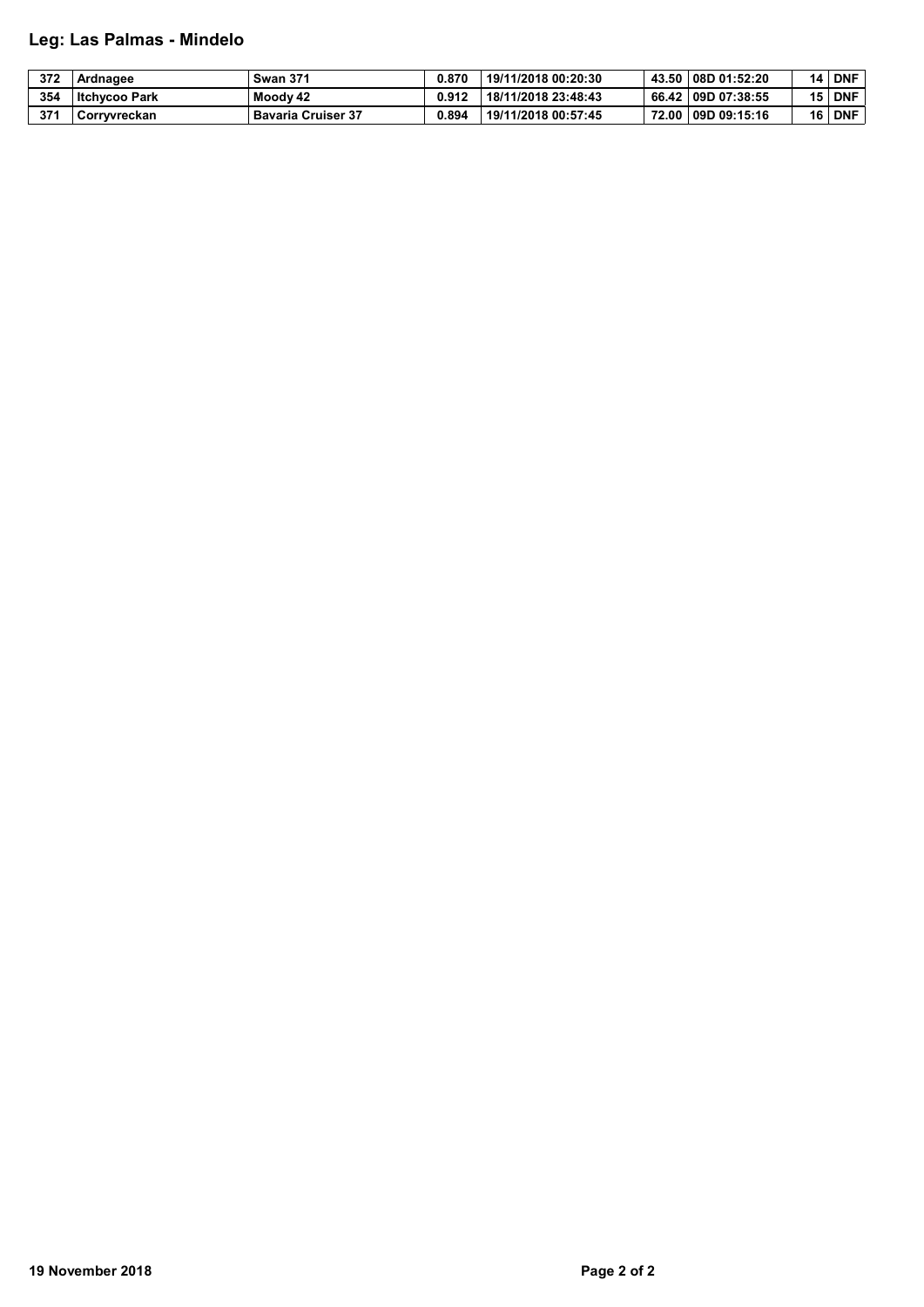## Leg: Las Palmas - Mindelo

| | | | | | | | | |
|---|---|---|---|---|---|---|---|---|
| 372 | Ardnagee | Swan 371 | 0.870 | 19/11/2018 00:20:30 | 43.50 | 08D 01:52:20 | 14 | DNF |
| 354 | Itchycoo Park | Moody 42 | 0.912 | 18/11/2018 23:48:43 | 66.42 | 09D 07:38:55 | 15 | DNF |
| 371 | Corryvreckan | Bavaria Cruiser 37 | 0.894 | 19/11/2018 00:57:45 | 72.00 | 09D 09:15:16 | 16 | DNF |

19 November 2018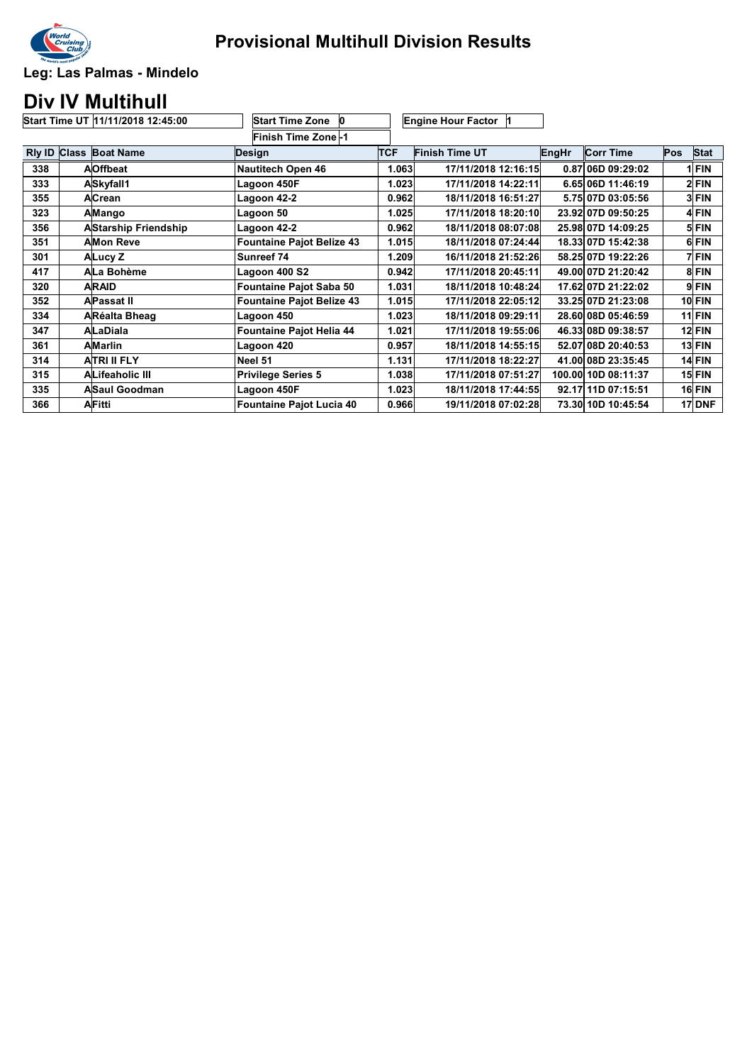## Provisional Multihull Division Results

**Leg: Las Palmas - Mindelo**

# Div IV Multihull

| | | | | | |
|---|---|---|---|---|---|
| **Start Time UT** | **11/11/2018 12:45:00** | **Start Time Zone** | **0** | **Engine Hour Factor** | **1** |
| | | **Finish Time Zone** | **-1** | | |

| Rly ID | Class | Boat Name | Design | TCF | Finish Time UT | EngHr | Corr Time | Pos | Stat |
|---|---|---|---|---|---|---|---|---|---|
| 338 | A | Offbeat | Nautitech Open 46 | 1.063 | 17/11/2018 12:16:15 | 0.87 | 06D 09:29:02 | 1 | FIN |
| 333 | A | Skyfall1 | Lagoon 450F | 1.023 | 17/11/2018 14:22:11 | 6.65 | 06D 11:46:19 | 2 | FIN |
| 355 | A | Crean | Lagoon 42-2 | 0.962 | 18/11/2018 16:51:27 | 5.75 | 07D 03:05:56 | 3 | FIN |
| 323 | A | Mango | Lagoon 50 | 1.025 | 17/11/2018 18:20:10 | 23.92 | 07D 09:50:25 | 4 | FIN |
| 356 | A | Starship Friendship | Lagoon 42-2 | 0.962 | 18/11/2018 08:07:08 | 25.98 | 07D 14:09:25 | 5 | FIN |
| 351 | A | Mon Reve | Fountaine Pajot Belize 43 | 1.015 | 18/11/2018 07:24:44 | 18.33 | 07D 15:42:38 | 6 | FIN |
| 301 | A | Lucy Z | Sunreef 74 | 1.209 | 16/11/2018 21:52:26 | 58.25 | 07D 19:22:26 | 7 | FIN |
| 417 | A | La Bohème | Lagoon 400 S2 | 0.942 | 17/11/2018 20:45:11 | 49.00 | 07D 21:20:42 | 8 | FIN |
| 320 | A | RAID | Fountaine Pajot Saba 50 | 1.031 | 18/11/2018 10:48:24 | 17.62 | 07D 21:22:02 | 9 | FIN |
| 352 | A | Passat II | Fountaine Pajot Belize 43 | 1.015 | 17/11/2018 22:05:12 | 33.25 | 07D 21:23:08 | 10 | FIN |
| 334 | A | Réalta Bheag | Lagoon 450 | 1.023 | 18/11/2018 09:29:11 | 28.60 | 08D 05:46:59 | 11 | FIN |
| 347 | A | LaDiala | Fountaine Pajot Helia 44 | 1.021 | 17/11/2018 19:55:06 | 46.33 | 08D 09:38:57 | 12 | FIN |
| 361 | A | Marlin | Lagoon 420 | 0.957 | 18/11/2018 14:55:15 | 52.07 | 08D 20:40:53 | 13 | FIN |
| 314 | A | TRI II FLY | Neel 51 | 1.131 | 17/11/2018 18:22:27 | 41.00 | 08D 23:35:45 | 14 | FIN |
| 315 | A | Lifeaholic III | Privilege Series 5 | 1.038 | 17/11/2018 07:51:27 | 100.00 | 10D 08:11:37 | 15 | FIN |
| 335 | A | Saul Goodman | Lagoon 450F | 1.023 | 18/11/2018 17:44:55 | 92.17 | 11D 07:15:51 | 16 | FIN |
| 366 | A | Fitti | Fountaine Pajot Lucia 40 | 0.966 | 19/11/2018 07:02:28 | 73.30 | 10D 10:45:54 | 17 | DNF |